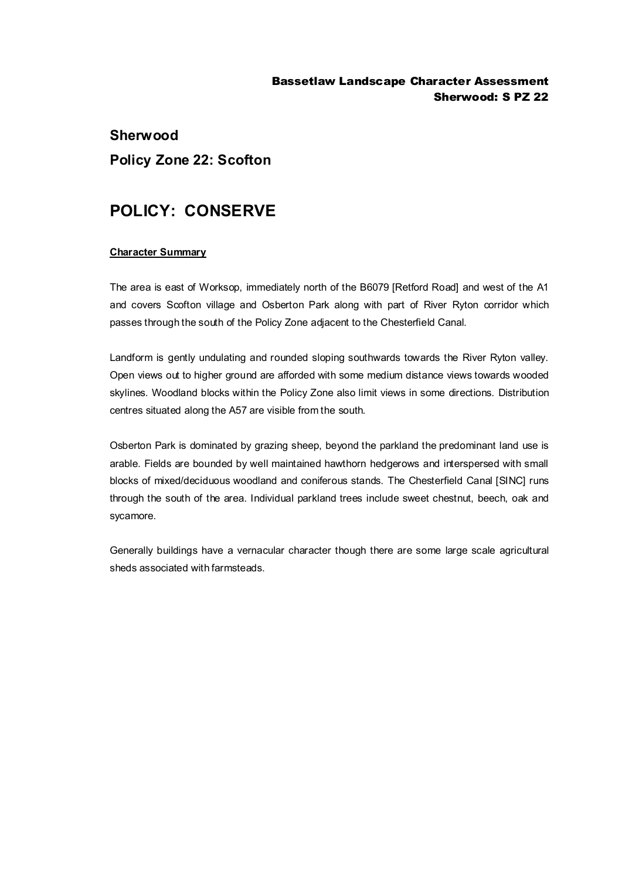# Sherwood

## Policy Zone 22: Scofton

# POLICY: CONSERVE

**Character Summary**

The area is east of Worksop, immediately north of the B6079 [Retford Road] and west of the A1 and covers Scofton village and Osberton Park along with part of River Ryton corridor which passes through the south of the Policy Zone adjacent to the Chesterfield Canal.

Landform is gently undulating and rounded sloping southwards towards the River Ryton valley. Open views out to higher ground are afforded with some medium distance views towards wooded skylines. Woodland blocks within the Policy Zone also limit views in some directions. Distribution centres situated along the A57 are visible from the south.

Osberton Park is dominated by grazing sheep, beyond the parkland the predominant land use is arable. Fields are bounded by well maintained hawthorn hedgerows and interspersed with small blocks of mixed/deciduous woodland and coniferous stands. The Chesterfield Canal [SINC] runs through the south of the area. Individual parkland trees include sweet chestnut, beech, oak and sycamore.

Generally buildings have a vernacular character though there are some large scale agricultural sheds associated with farmsteads.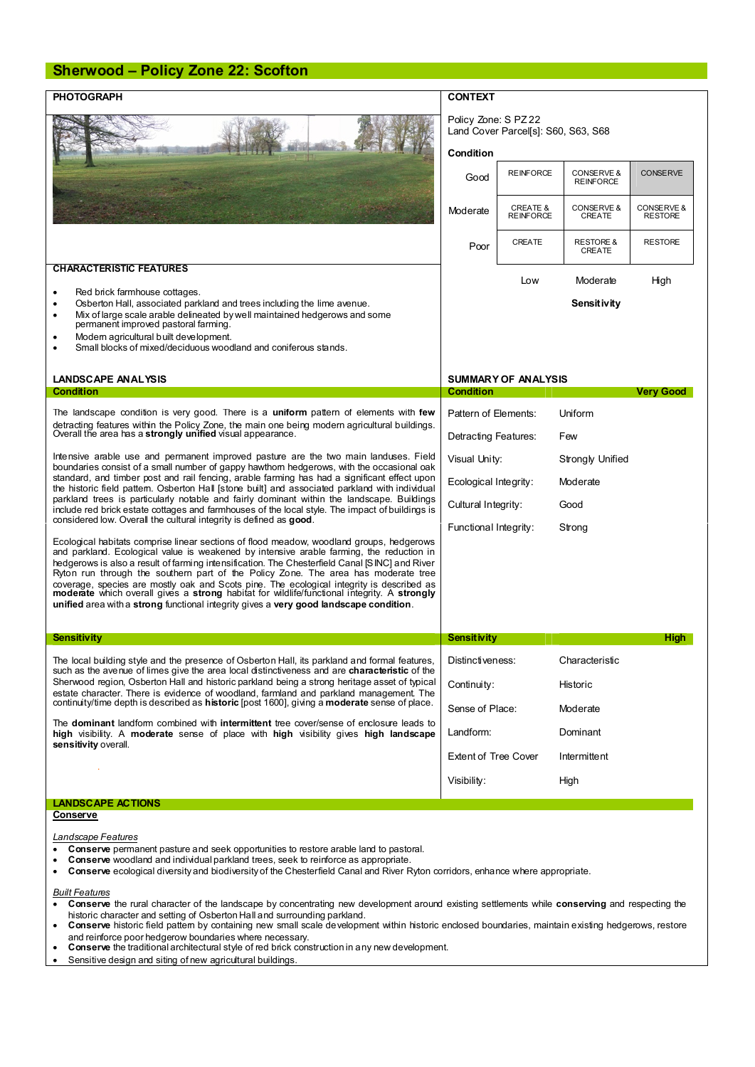## Sherwood – Policy Zone 22: Scofton

### PHOTOGRAPH

### CHARACTERISTIC FEATURES

- Red brick farmhouse cottages.
- Osberton Hall, associated parkland and trees including the lime avenue.
- Mix of large scale arable delineated by well maintained hedgerows and some permanent improved pastoral farming.
- Modern agricultural built development.
- Small blocks of mixed/deciduous woodland and coniferous stands.

### CONTEXT

Policy Zone: S PZ 22
Land Cover Parcel[s]: S60, S63, S68

**Condition**

| | | | |
|---|---|---|---|
| Good | REINFORCE | CONSERVE & REINFORCE | CONSERVE |
| Moderate | CREATE & REINFORCE | CONSERVE & CREATE | CONSERVE & RESTORE |
| Poor | CREATE | RESTORE & CREATE | RESTORE |
| | Low | Moderate | High |

**Sensitivity**

### LANDSCAPE ANALYSIS

#### Condition

The landscape condition is very good. There is a **uniform** pattern of elements with **few** detracting features within the Policy Zone, the main one being modern agricultural buildings. Overall the area has a **strongly unified** visual appearance.

Intensive arable use and permanent improved pasture are the two main landuses. Field boundaries consist of a small number of gappy hawthorn hedgerows, with the occasional oak standard, and timber post and rail fencing, arable farming has had a significant effect upon the historic field pattern. Osberton Hall [stone built] and associated parkland with individual parkland trees is particularly notable and fairly dominant within the landscape. Buildings include red brick estate cottages and farmhouses of the local style. The impact of buildings is considered low. Overall the cultural integrity is defined as **good**.

Ecological habitats comprise linear sections of flood meadow, woodland groups, hedgerows and parkland. Ecological value is weakened by intensive arable farming, the reduction in hedgerows is also a result of farming intensification. The Chesterfield Canal [SINC] and River Ryton run through the southern part of the Policy Zone. The area has moderate tree coverage, species are mostly oak and Scots pine. The ecological integrity is described as **moderate** which overall gives a **strong** habitat for wildlife/functional integrity. A **strongly unified** area with a **strong** functional integrity gives a **very good landscape condition**.

### SUMMARY OF ANALYSIS

| Condition | Very Good |
|---|---|
| Pattern of Elements: | Uniform |
| Detracting Features: | Few |
| Visual Unity: | Strongly Unified |
| Ecological Integrity: | Moderate |
| Cultural Integrity: | Good |
| Functional Integrity: | Strong |

#### Sensitivity

The local building style and the presence of Osberton Hall, its parkland and formal features, such as the avenue of limes give the area local distinctiveness and are **characteristic** of the Sherwood region, Osberton Hall and historic parkland being a strong heritage asset of typical estate character. There is evidence of woodland, farmland and parkland management. The continuity/time depth is described as **historic** [post 1600], giving a **moderate** sense of place.

The **dominant** landform combined with **intermittent** tree cover/sense of enclosure leads to **high** visibility. A **moderate** sense of place with **high** visibility gives **high landscape sensitivity** overall.

| Sensitivity | High |
|---|---|
| Distinctiveness: | Characteristic |
| Continuity: | Historic |
| Sense of Place: | Moderate |
| Landform: | Dominant |
| Extent of Tree Cover | Intermittent |
| Visibility: | High |

### LANDSCAPE ACTIONS

**Conserve**

*Landscape Features*

- **Conserve** permanent pasture and seek opportunities to restore arable land to pastoral.
- **Conserve** woodland and individual parkland trees, seek to reinforce as appropriate.
- **Conserve** ecological diversity and biodiversity of the Chesterfield Canal and River Ryton corridors, enhance where appropriate.

*Built Features*

- **Conserve** the rural character of the landscape by concentrating new development around existing settlements while **conserving** and respecting the historic character and setting of Osberton Hall and surrounding parkland.
- **Conserve** historic field pattern by containing new small scale development within historic enclosed boundaries, maintain existing hedgerows, restore and reinforce poor hedgerow boundaries where necessary.
- **Conserve** the traditional architectural style of red brick construction in any new development.
- Sensitive design and siting of new agricultural buildings.